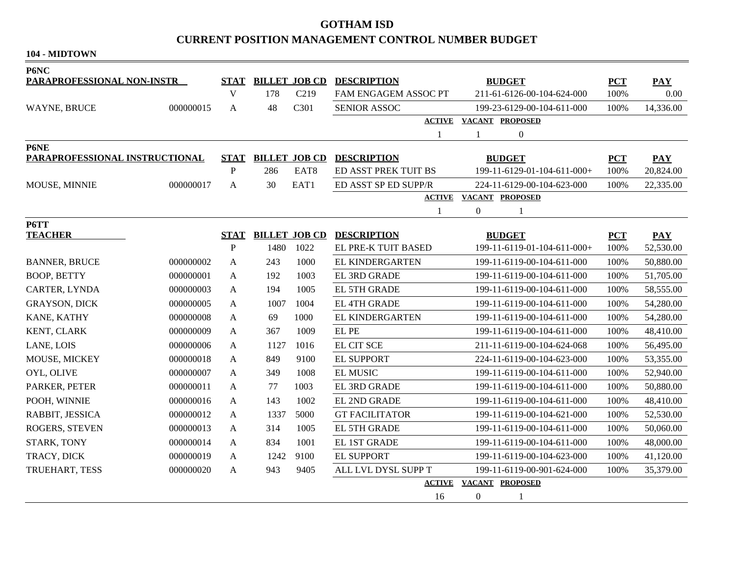# GOTHAM ISD

## CURRENT POSITION MANAGEMENT CONTROL NUMBER BUDGET

**104 - MIDTOWN**

**P6NC**

| PARAPROFESSIONAL NON-INSTR | | STAT | BILLET | JOB CD | DESCRIPTION | BUDGET | PCT | PAY |
|---|---|---|---|---|---|---|---|---|
| | | V | 178 | C219 | FAM ENGAGEM ASSOC PT | 211-61-6126-00-104-624-000 | 100% | 0.00 |
| WAYNE, BRUCE | 000000015 | A | 48 | C301 | SENIOR ASSOC | 199-23-6129-00-104-611-000 | 100% | 14,336.00 |

| ACTIVE | VACANT | PROPOSED |
|---|---|---|
| 1 | 1 | 0 |

**P6NE**

| PARAPROFESSIONAL INSTRUCTIONAL | | STAT | BILLET | JOB CD | DESCRIPTION | BUDGET | PCT | PAY |
|---|---|---|---|---|---|---|---|---|
| | | P | 286 | EAT8 | ED ASST PREK TUIT BS | 199-11-6129-01-104-611-000+ | 100% | 20,824.00 |
| MOUSE, MINNIE | 000000017 | A | 30 | EAT1 | ED ASST SP ED SUPP/R | 224-11-6129-00-104-623-000 | 100% | 22,335.00 |

| ACTIVE | VACANT | PROPOSED |
|---|---|---|
| 1 | 0 | 1 |

**P6TT**

| TEACHER | | STAT | BILLET | JOB CD | DESCRIPTION | BUDGET | PCT | PAY |
|---|---|---|---|---|---|---|---|---|
| | | P | 1480 | 1022 | EL PRE-K TUIT BASED | 199-11-6119-01-104-611-000+ | 100% | 52,530.00 |
| BANNER, BRUCE | 000000002 | A | 243 | 1000 | EL KINDERGARTEN | 199-11-6119-00-104-611-000 | 100% | 50,880.00 |
| BOOP, BETTY | 000000001 | A | 192 | 1003 | EL 3RD GRADE | 199-11-6119-00-104-611-000 | 100% | 51,705.00 |
| CARTER, LYNDA | 000000003 | A | 194 | 1005 | EL 5TH GRADE | 199-11-6119-00-104-611-000 | 100% | 58,555.00 |
| GRAYSON, DICK | 000000005 | A | 1007 | 1004 | EL 4TH GRADE | 199-11-6119-00-104-611-000 | 100% | 54,280.00 |
| KANE, KATHY | 000000008 | A | 69 | 1000 | EL KINDERGARTEN | 199-11-6119-00-104-611-000 | 100% | 54,280.00 |
| KENT, CLARK | 000000009 | A | 367 | 1009 | EL PE | 199-11-6119-00-104-611-000 | 100% | 48,410.00 |
| LANE, LOIS | 000000006 | A | 1127 | 1016 | EL CIT SCE | 211-11-6119-00-104-624-068 | 100% | 56,495.00 |
| MOUSE, MICKEY | 000000018 | A | 849 | 9100 | EL SUPPORT | 224-11-6119-00-104-623-000 | 100% | 53,355.00 |
| OYL, OLIVE | 000000007 | A | 349 | 1008 | EL MUSIC | 199-11-6119-00-104-611-000 | 100% | 52,940.00 |
| PARKER, PETER | 000000011 | A | 77 | 1003 | EL 3RD GRADE | 199-11-6119-00-104-611-000 | 100% | 50,880.00 |
| POOH, WINNIE | 000000016 | A | 143 | 1002 | EL 2ND GRADE | 199-11-6119-00-104-611-000 | 100% | 48,410.00 |
| RABBIT, JESSICA | 000000012 | A | 1337 | 5000 | GT FACILITATOR | 199-11-6119-00-104-621-000 | 100% | 52,530.00 |
| ROGERS, STEVEN | 000000013 | A | 314 | 1005 | EL 5TH GRADE | 199-11-6119-00-104-611-000 | 100% | 50,060.00 |
| STARK, TONY | 000000014 | A | 834 | 1001 | EL 1ST GRADE | 199-11-6119-00-104-611-000 | 100% | 48,000.00 |
| TRACY, DICK | 000000019 | A | 1242 | 9100 | EL SUPPORT | 199-11-6119-00-104-623-000 | 100% | 41,120.00 |
| TRUEHART, TESS | 000000020 | A | 943 | 9405 | ALL LVL DYSL SUPP T | 199-11-6119-00-901-624-000 | 100% | 35,379.00 |

| ACTIVE | VACANT | PROPOSED |
|---|---|---|
| 16 | 0 | 1 |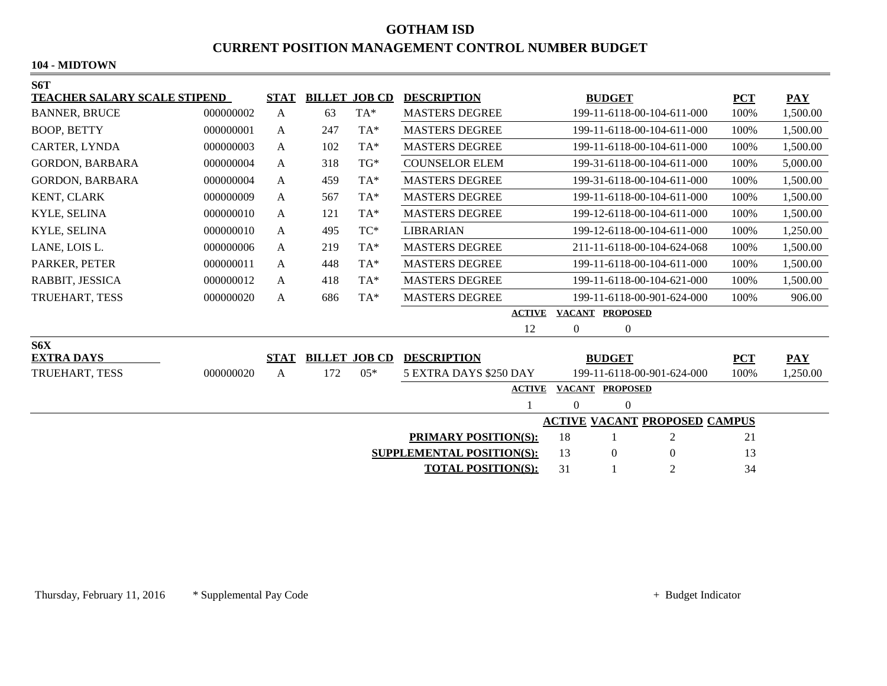# GOTHAM ISD

## CURRENT POSITION MANAGEMENT CONTROL NUMBER BUDGET

**104 - MIDTOWN**

**S6T**

| TEACHER SALARY SCALE STIPEND | | STAT | BILLET | JOB CD | DESCRIPTION | BUDGET | PCT | PAY |
|---|---|---|---|---|---|---|---|---|
| BANNER, BRUCE | 000000002 | A | 63 | TA* | MASTERS DEGREE | 199-11-6118-00-104-611-000 | 100% | 1,500.00 |
| BOOP, BETTY | 000000001 | A | 247 | TA* | MASTERS DEGREE | 199-11-6118-00-104-611-000 | 100% | 1,500.00 |
| CARTER, LYNDA | 000000003 | A | 102 | TA* | MASTERS DEGREE | 199-11-6118-00-104-611-000 | 100% | 1,500.00 |
| GORDON, BARBARA | 000000004 | A | 318 | TG* | COUNSELOR ELEM | 199-31-6118-00-104-611-000 | 100% | 5,000.00 |
| GORDON, BARBARA | 000000004 | A | 459 | TA* | MASTERS DEGREE | 199-31-6118-00-104-611-000 | 100% | 1,500.00 |
| KENT, CLARK | 000000009 | A | 567 | TA* | MASTERS DEGREE | 199-11-6118-00-104-611-000 | 100% | 1,500.00 |
| KYLE, SELINA | 000000010 | A | 121 | TA* | MASTERS DEGREE | 199-12-6118-00-104-611-000 | 100% | 1,500.00 |
| KYLE, SELINA | 000000010 | A | 495 | TC* | LIBRARIAN | 199-12-6118-00-104-611-000 | 100% | 1,250.00 |
| LANE, LOIS L. | 000000006 | A | 219 | TA* | MASTERS DEGREE | 211-11-6118-00-104-624-068 | 100% | 1,500.00 |
| PARKER, PETER | 000000011 | A | 448 | TA* | MASTERS DEGREE | 199-11-6118-00-104-611-000 | 100% | 1,500.00 |
| RABBIT, JESSICA | 000000012 | A | 418 | TA* | MASTERS DEGREE | 199-11-6118-00-104-621-000 | 100% | 1,500.00 |
| TRUEHART, TESS | 000000020 | A | 686 | TA* | MASTERS DEGREE | 199-11-6118-00-901-624-000 | 100% | 906.00 |

| ACTIVE | VACANT | PROPOSED |
|---|---|---|
| 12 | 0 | 0 |

**S6X**

| EXTRA DAYS | | STAT | BILLET | JOB CD | DESCRIPTION | BUDGET | PCT | PAY |
|---|---|---|---|---|---|---|---|---|
| TRUEHART, TESS | 000000020 | A | 172 | 05* | 5 EXTRA DAYS $250 DAY | 199-11-6118-00-901-624-000 | 100% | 1,250.00 |

| ACTIVE | VACANT | PROPOSED |
|---|---|---|
| 1 | 0 | 0 |

| | ACTIVE | VACANT | PROPOSED | CAMPUS |
|---|---|---|---|---|
| **PRIMARY POSITION(S):** | 18 | 1 | 2 | 21 |
| **SUPPLEMENTAL POSITION(S):** | 13 | 0 | 0 | 13 |
| **TOTAL POSITION(S):** | 31 | 1 | 2 | 34 |

Thursday, February 11, 2016 * Supplemental Pay Code + Budget Indicator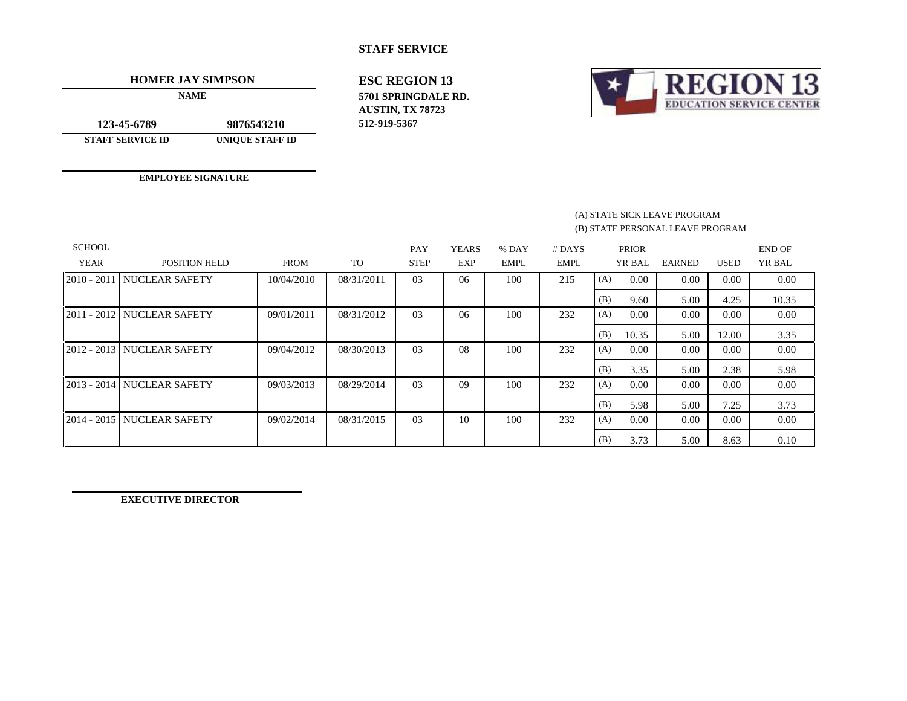# STAFF SERVICE

**HOMER JAY SIMPSON**

**NAME**

**123-45-6789** — **STAFF SERVICE ID**

**9876543210** — **UNIQUE STAFF ID**

**EMPLOYEE SIGNATURE**

**ESC REGION 13**
**5701 SPRINGDALE RD.**
**AUSTIN, TX 78723**
**512-919-5367**

REGION 13 EDUCATION SERVICE CENTER

(A) STATE SICK LEAVE PROGRAM
(B) STATE PERSONAL LEAVE PROGRAM

| SCHOOL YEAR | POSITION HELD | FROM | TO | PAY STEP | YEARS EXP | % DAY EMPL | # DAYS EMPL | | PRIOR YR BAL | EARNED | USED | END OF YR BAL |
|---|---|---|---|---|---|---|---|---|---|---|---|---|
| 2010 - 2011 | NUCLEAR SAFETY | 10/04/2010 | 08/31/2011 | 03 | 06 | 100 | 215 | (A) | 0.00 | 0.00 | 0.00 | 0.00 |
| | | | | | | | | (B) | 9.60 | 5.00 | 4.25 | 10.35 |
| 2011 - 2012 | NUCLEAR SAFETY | 09/01/2011 | 08/31/2012 | 03 | 06 | 100 | 232 | (A) | 0.00 | 0.00 | 0.00 | 0.00 |
| | | | | | | | | (B) | 10.35 | 5.00 | 12.00 | 3.35 |
| 2012 - 2013 | NUCLEAR SAFETY | 09/04/2012 | 08/30/2013 | 03 | 08 | 100 | 232 | (A) | 0.00 | 0.00 | 0.00 | 0.00 |
| | | | | | | | | (B) | 3.35 | 5.00 | 2.38 | 5.98 |
| 2013 - 2014 | NUCLEAR SAFETY | 09/03/2013 | 08/29/2014 | 03 | 09 | 100 | 232 | (A) | 0.00 | 0.00 | 0.00 | 0.00 |
| | | | | | | | | (B) | 5.98 | 5.00 | 7.25 | 3.73 |
| 2014 - 2015 | NUCLEAR SAFETY | 09/02/2014 | 08/31/2015 | 03 | 10 | 100 | 232 | (A) | 0.00 | 0.00 | 0.00 | 0.00 |
| | | | | | | | | (B) | 3.73 | 5.00 | 8.63 | 0.10 |

**EXECUTIVE DIRECTOR**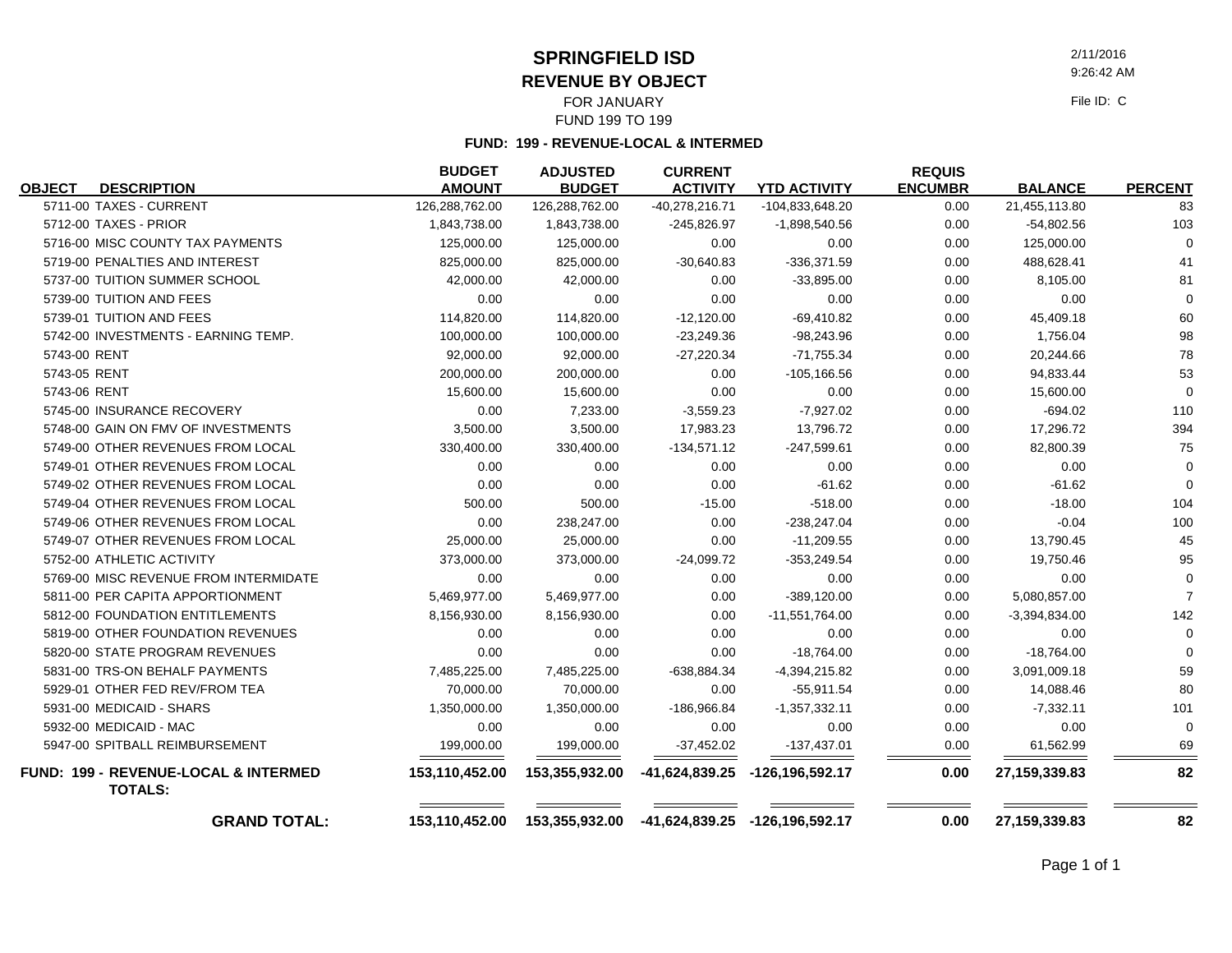# SPRINGFIELD ISD

## REVENUE BY OBJECT

FOR JANUARY

FUND 199 TO 199

2/11/2016
9:26:42 AM

File ID: C

### FUND: 199 - REVENUE-LOCAL & INTERMED

| OBJECT | DESCRIPTION | BUDGET AMOUNT | ADJUSTED BUDGET | CURRENT ACTIVITY | YTD ACTIVITY | REQUIS ENCUMBR | BALANCE | PERCENT |
|---|---|---|---|---|---|---|---|---|
| 5711-00 | TAXES - CURRENT | 126,288,762.00 | 126,288,762.00 | -40,278,216.71 | -104,833,648.20 | 0.00 | 21,455,113.80 | 83 |
| 5712-00 | TAXES - PRIOR | 1,843,738.00 | 1,843,738.00 | -245,826.97 | -1,898,540.56 | 0.00 | -54,802.56 | 103 |
| 5716-00 | MISC COUNTY TAX PAYMENTS | 125,000.00 | 125,000.00 | 0.00 | 0.00 | 0.00 | 125,000.00 | 0 |
| 5719-00 | PENALTIES AND INTEREST | 825,000.00 | 825,000.00 | -30,640.83 | -336,371.59 | 0.00 | 488,628.41 | 41 |
| 5737-00 | TUITION SUMMER SCHOOL | 42,000.00 | 42,000.00 | 0.00 | -33,895.00 | 0.00 | 8,105.00 | 81 |
| 5739-00 | TUITION AND FEES | 0.00 | 0.00 | 0.00 | 0.00 | 0.00 | 0.00 | 0 |
| 5739-01 | TUITION AND FEES | 114,820.00 | 114,820.00 | -12,120.00 | -69,410.82 | 0.00 | 45,409.18 | 60 |
| 5742-00 | INVESTMENTS - EARNING TEMP. | 100,000.00 | 100,000.00 | -23,249.36 | -98,243.96 | 0.00 | 1,756.04 | 98 |
| 5743-00 | RENT | 92,000.00 | 92,000.00 | -27,220.34 | -71,755.34 | 0.00 | 20,244.66 | 78 |
| 5743-05 | RENT | 200,000.00 | 200,000.00 | 0.00 | -105,166.56 | 0.00 | 94,833.44 | 53 |
| 5743-06 | RENT | 15,600.00 | 15,600.00 | 0.00 | 0.00 | 0.00 | 15,600.00 | 0 |
| 5745-00 | INSURANCE RECOVERY | 0.00 | 7,233.00 | -3,559.23 | -7,927.02 | 0.00 | -694.02 | 110 |
| 5748-00 | GAIN ON FMV OF INVESTMENTS | 3,500.00 | 3,500.00 | 17,983.23 | 13,796.72 | 0.00 | 17,296.72 | 394 |
| 5749-00 | OTHER REVENUES FROM LOCAL | 330,400.00 | 330,400.00 | -134,571.12 | -247,599.61 | 0.00 | 82,800.39 | 75 |
| 5749-01 | OTHER REVENUES FROM LOCAL | 0.00 | 0.00 | 0.00 | 0.00 | 0.00 | 0.00 | 0 |
| 5749-02 | OTHER REVENUES FROM LOCAL | 0.00 | 0.00 | 0.00 | -61.62 | 0.00 | -61.62 | 0 |
| 5749-04 | OTHER REVENUES FROM LOCAL | 500.00 | 500.00 | -15.00 | -518.00 | 0.00 | -18.00 | 104 |
| 5749-06 | OTHER REVENUES FROM LOCAL | 0.00 | 238,247.00 | 0.00 | -238,247.04 | 0.00 | -0.04 | 100 |
| 5749-07 | OTHER REVENUES FROM LOCAL | 25,000.00 | 25,000.00 | 0.00 | -11,209.55 | 0.00 | 13,790.45 | 45 |
| 5752-00 | ATHLETIC ACTIVITY | 373,000.00 | 373,000.00 | -24,099.72 | -353,249.54 | 0.00 | 19,750.46 | 95 |
| 5769-00 | MISC REVENUE FROM INTERMIDATE | 0.00 | 0.00 | 0.00 | 0.00 | 0.00 | 0.00 | 0 |
| 5811-00 | PER CAPITA APPORTIONMENT | 5,469,977.00 | 5,469,977.00 | 0.00 | -389,120.00 | 0.00 | 5,080,857.00 | 7 |
| 5812-00 | FOUNDATION ENTITLEMENTS | 8,156,930.00 | 8,156,930.00 | 0.00 | -11,551,764.00 | 0.00 | -3,394,834.00 | 142 |
| 5819-00 | OTHER FOUNDATION REVENUES | 0.00 | 0.00 | 0.00 | 0.00 | 0.00 | 0.00 | 0 |
| 5820-00 | STATE PROGRAM REVENUES | 0.00 | 0.00 | 0.00 | -18,764.00 | 0.00 | -18,764.00 | 0 |
| 5831-00 | TRS-ON BEHALF PAYMENTS | 7,485,225.00 | 7,485,225.00 | -638,884.34 | -4,394,215.82 | 0.00 | 3,091,009.18 | 59 |
| 5929-01 | OTHER FED REV/FROM TEA | 70,000.00 | 70,000.00 | 0.00 | -55,911.54 | 0.00 | 14,088.46 | 80 |
| 5931-00 | MEDICAID - SHARS | 1,350,000.00 | 1,350,000.00 | -186,966.84 | -1,357,332.11 | 0.00 | -7,332.11 | 101 |
| 5932-00 | MEDICAID - MAC | 0.00 | 0.00 | 0.00 | 0.00 | 0.00 | 0.00 | 0 |
| 5947-00 | SPITBALL REIMBURSEMENT | 199,000.00 | 199,000.00 | -37,452.02 | -137,437.01 | 0.00 | 61,562.99 | 69 |
| **FUND: 199 - REVENUE-LOCAL & INTERMED TOTALS:** | | **153,110,452.00** | **153,355,932.00** | **-41,624,839.25** | **-126,196,592.17** | **0.00** | **27,159,339.83** | **82** |
| **GRAND TOTAL:** | | **153,110,452.00** | **153,355,932.00** | **-41,624,839.25** | **-126,196,592.17** | **0.00** | **27,159,339.83** | **82** |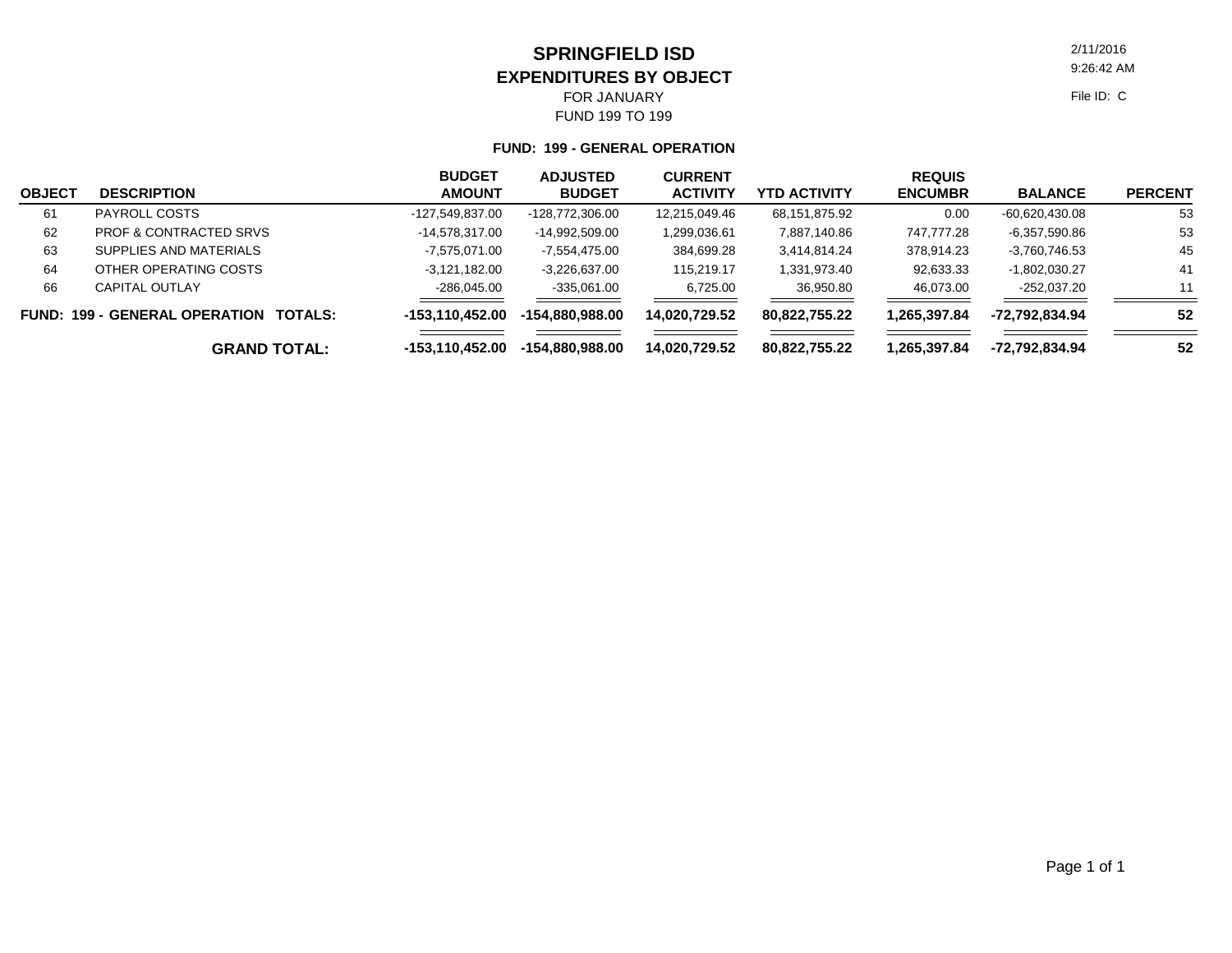# SPRINGFIELD ISD

## EXPENDITURES BY OBJECT

FOR JANUARY

FUND 199 TO 199

2/11/2016

9:26:42 AM

File ID: C

**FUND: 199 - GENERAL OPERATION**

| OBJECT | DESCRIPTION | BUDGET AMOUNT | ADJUSTED BUDGET | CURRENT ACTIVITY | YTD ACTIVITY | REQUIS ENCUMBR | BALANCE | PERCENT |
|---|---|---|---|---|---|---|---|---|
| 61 | PAYROLL COSTS | -127,549,837.00 | -128,772,306.00 | 12,215,049.46 | 68,151,875.92 | 0.00 | -60,620,430.08 | 53 |
| 62 | PROF & CONTRACTED SRVS | -14,578,317.00 | -14,992,509.00 | 1,299,036.61 | 7,887,140.86 | 747,777.28 | -6,357,590.86 | 53 |
| 63 | SUPPLIES AND MATERIALS | -7,575,071.00 | -7,554,475.00 | 384,699.28 | 3,414,814.24 | 378,914.23 | -3,760,746.53 | 45 |
| 64 | OTHER OPERATING COSTS | -3,121,182.00 | -3,226,637.00 | 115,219.17 | 1,331,973.40 | 92,633.33 | -1,802,030.27 | 41 |
| 66 | CAPITAL OUTLAY | -286,045.00 | -335,061.00 | 6,725.00 | 36,950.80 | 46,073.00 | -252,037.20 | 11 |
| **FUND: 199 - GENERAL OPERATION TOTALS:** | | **-153,110,452.00** | **-154,880,988.00** | **14,020,729.52** | **80,822,755.22** | **1,265,397.84** | **-72,792,834.94** | **52** |
| | **GRAND TOTAL:** | **-153,110,452.00** | **-154,880,988.00** | **14,020,729.52** | **80,822,755.22** | **1,265,397.84** | **-72,792,834.94** | **52** |